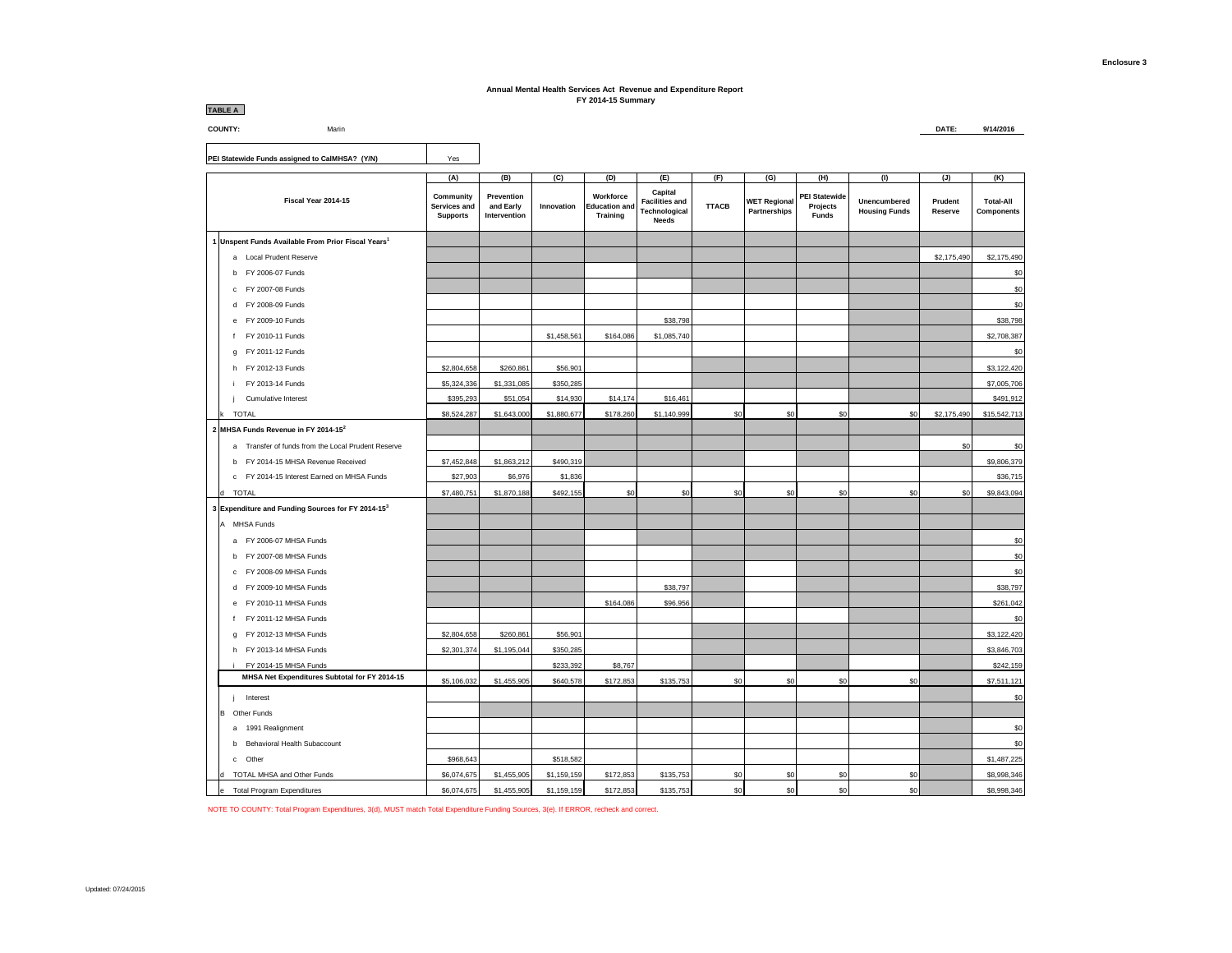Enclosure 3

**Annual Mental Health Services Act Revenue and Expenditure Report**
**FY 2014-15 Summary**

**TABLE A**

**COUNTY:** Marin

**DATE:** 9/14/2016

**PEI Statewide Funds assigned to CalMHSA? (Y/N)** Yes

| Fiscal Year 2014-15 | (A) Community Services and Supports | (B) Prevention and Early Intervention | (C) Innovation | (D) Workforce Education and Training | (E) Capital Facilities and Technological Needs | (F) TTACB | (G) WET Regional Partnerships | (H) PEI Statewide Projects Funds | (I) Unencumbered Housing Funds | (J) Prudent Reserve | (K) Total-All Components |
|---|---|---|---|---|---|---|---|---|---|---|---|
| **1 Unspent Funds Available From Prior Fiscal Years[1]** | | | | | | | | | | | |
| a Local Prudent Reserve | | | | | | | | | | $2,175,490 | $2,175,490 |
| b FY 2006-07 Funds | | | | | | | | | | | $0 |
| c FY 2007-08 Funds | | | | | | | | | | | $0 |
| d FY 2008-09 Funds | | | | | | | | | | | $0 |
| e FY 2009-10 Funds | | | | | $38,798 | | | | | | $38,798 |
| f FY 2010-11 Funds | | | $1,458,561 | $164,086 | $1,085,740 | | | | | | $2,708,387 |
| g FY 2011-12 Funds | | | | | | | | | | | $0 |
| h FY 2012-13 Funds | $2,804,658 | $260,861 | $56,901 | | | | | | | | $3,122,420 |
| i FY 2013-14 Funds | $5,324,336 | $1,331,085 | $350,285 | | | | | | | | $7,005,706 |
| j Cumulative Interest | $395,293 | $51,054 | $14,930 | $14,174 | $16,461 | | | | | | $491,912 |
| k TOTAL | $8,524,287 | $1,643,000 | $1,880,677 | $178,260 | $1,140,999 | $0 | $0 | $0 | $0 | $2,175,490 | $15,542,713 |
| **2 MHSA Funds Revenue in FY 2014-15[2]** | | | | | | | | | | | |
| a Transfer of funds from the Local Prudent Reserve | | | | | | | | | | $0 | $0 |
| b FY 2014-15 MHSA Revenue Received | $7,452,848 | $1,863,212 | $490,319 | | | | | | | | $9,806,379 |
| c FY 2014-15 Interest Earned on MHSA Funds | $27,903 | $6,976 | $1,836 | | | | | | | | $36,715 |
| d TOTAL | $7,480,751 | $1,870,188 | $492,155 | $0 | $0 | $0 | $0 | $0 | $0 | $0 | $9,843,094 |
| **3 Expenditure and Funding Sources for FY 2014-15[3]** | | | | | | | | | | | |
| A MHSA Funds | | | | | | | | | | | |
| a FY 2006-07 MHSA Funds | | | | | | | | | | | $0 |
| b FY 2007-08 MHSA Funds | | | | | | | | | | | $0 |
| c FY 2008-09 MHSA Funds | | | | | | | | | | | $0 |
| d FY 2009-10 MHSA Funds | | | | | $38,797 | | | | | | $38,797 |
| e FY 2010-11 MHSA Funds | | | | $164,086 | $96,956 | | | | | | $261,042 |
| f FY 2011-12 MHSA Funds | | | | | | | | | | | $0 |
| g FY 2012-13 MHSA Funds | $2,804,658 | $260,861 | $56,901 | | | | | | | | $3,122,420 |
| h FY 2013-14 MHSA Funds | $2,301,374 | $1,195,044 | $350,285 | | | | | | | | $3,846,703 |
| i FY 2014-15 MHSA Funds | | | $233,392 | $8,767 | | | | | | | $242,159 |
| **MHSA Net Expenditures Subtotal for FY 2014-15** | $5,106,032 | $1,455,905 | $640,578 | $172,853 | $135,753 | $0 | $0 | $0 | $0 | | $7,511,121 |
| j Interest | | | | | | | | | | | $0 |
| B Other Funds | | | | | | | | | | | |
| a 1991 Realignment | | | | | | | | | | | $0 |
| b Behavioral Health Subaccount | | | | | | | | | | | $0 |
| c Other | $968,643 | | $518,582 | | | | | | | | $1,487,225 |
| d TOTAL MHSA and Other Funds | $6,074,675 | $1,455,905 | $1,159,159 | $172,853 | $135,753 | $0 | $0 | $0 | $0 | | $8,998,346 |
| e Total Program Expenditures | $6,074,675 | $1,455,905 | $1,159,159 | $172,853 | $135,753 | $0 | $0 | $0 | $0 | | $8,998,346 |

NOTE TO COUNTY: Total Program Expenditures, 3(d), MUST match Total Expenditure Funding Sources, 3(e). If ERROR, recheck and correct.

Updated: 07/24/2015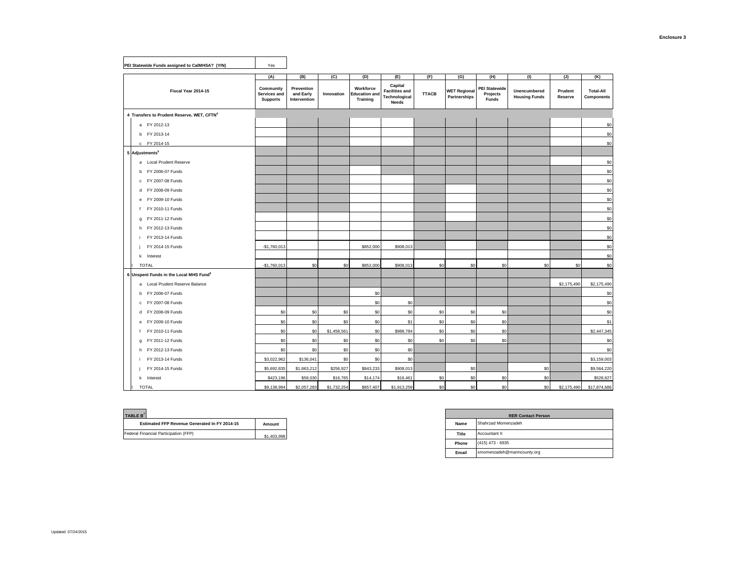| PEI Statewide Funds assigned to CalMHSA? (Y/N) | Yes |
|---|---|

| Fiscal Year 2014-15 | (A) Community Services and Supports | (B) Prevention and Early Intervention | (C) Innovation | (D) Workforce Education and Training | (E) Capital Facilities and Technological Needs | (F) TTACB | (G) WET Regional Partnerships | (H) PEI Statewide Projects Funds | (I) Unencumbered Housing Funds | (J) Prudent Reserve | (K) Total-All Components |
|---|---|---|---|---|---|---|---|---|---|---|---|
| **4 Transfers to Prudent Reserve, WET, CFTN[4]** | | | | | | | | | | | |
| a FY 2012-13 | | | | | | | | | | | $0 |
| b FY 2013-14 | | | | | | | | | | | $0 |
| c FY 2014-15 | | | | | | | | | | | $0 |
| **5 Adjustments[5]** | | | | | | | | | | | |
| a Local Prudent Reserve | | | | | | | | | | | $0 |
| b FY 2006-07 Funds | | | | | | | | | | | $0 |
| c FY 2007-08 Funds | | | | | | | | | | | $0 |
| d FY 2008-09 Funds | | | | | | | | | | | $0 |
| e FY 2009-10 Funds | | | | | | | | | | | $0 |
| f FY 2010-11 Funds | | | | | | | | | | | $0 |
| g FY 2011-12 Funds | | | | | | | | | | | $0 |
| h FY 2012-13 Funds | | | | | | | | | | | $0 |
| i FY 2013-14 Funds | | | | | | | | | | | $0 |
| j FY 2014-15 Funds | -$1,760,013 | | | $852,000 | $908,013 | | | | | | $0 |
| k Interest | | | | | | | | | | | $0 |
| l TOTAL | -$1,760,013 | $0 | $0 | $852,000 | $908,013 | $0 | $0 | $0 | $0 | $0 | $0 |
| **6 Unspent Funds in the Local MHS Fund[6]** | | | | | | | | | | | |
| a Local Prudent Reserve Balance | | | | | | | | | | $2,175,490 | $2,175,490 |
| b FY 2006-07 Funds | | | | $0 | | | | | | | $0 |
| c FY 2007-08 Funds | | | | $0 | $0 | | | | | | $0 |
| d FY 2008-09 Funds | $0 | $0 | $0 | $0 | $0 | $0 | $0 | $0 | | | $0 |
| e FY 2009-10 Funds | $0 | $0 | $0 | $0 | $1 | $0 | $0 | $0 | | | $1 |
| f FY 2010-11 Funds | $0 | $0 | $1,458,561 | $0 | $988,784 | $0 | $0 | $0 | | | $2,447,345 |
| g FY 2011-12 Funds | $0 | $0 | $0 | $0 | $0 | $0 | $0 | $0 | | | $0 |
| h FY 2012-13 Funds | $0 | $0 | $0 | $0 | $0 | | | | | | $0 |
| i FY 2013-14 Funds | $3,022,962 | $136,041 | $0 | $0 | $0 | | | | | | $3,159,003 |
| j FY 2014-15 Funds | $5,692,835 | $1,863,212 | $256,927 | $843,233 | $908,013 | | $0 | | $0 | | $9,564,220 |
| k Interest | $423,196 | $58,030 | $16,765 | $14,174 | $16,461 | $0 | $0 | $0 | $0 | | $528,627 |
| l TOTAL | $9,138,994 | $2,057,283 | $1,732,254 | $857,407 | $1,913,259 | $0 | $0 | $0 | $0 | $2,175,490 | $17,874,686 |

**TABLE B[7]**

| Estimated FFP Revenue Generated In FY 2014-15 | Amount |
|---|---|
| Federal Financial Participation (FFP) | $1,403,998 |

| RER Contact Person | |
|---|---|
| Name | Shahrzad Momenzadeh |
| Title | Accountant II |
| Phone | (415) 473 - 6935 |
| Email | smomenzadeh@marincounty.org |

Updated: 07/24/2015